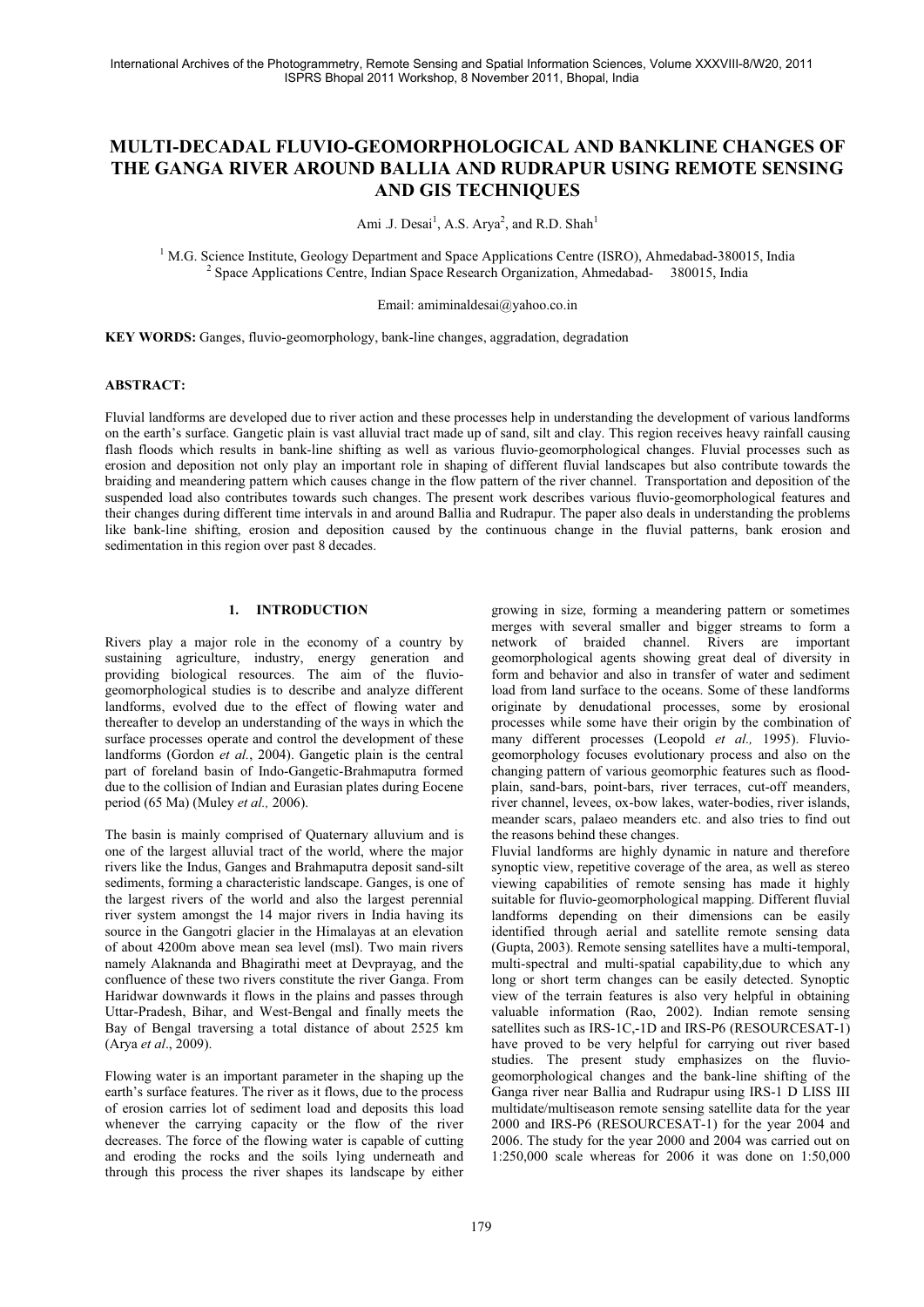# MULTI-DECADAL FLUVIO-GEOMORPHOLOGICAL AND BANKLINE CHANGES OF THE GANGA RIVER AROUND BALLIA AND RUDRAPUR USING REMOTE SENSING AND GIS TECHNIQUES

Ami .J. Desai[1], A.S. Arya[2], and R.D. Shah[1]

[1] M.G. Science Institute, Geology Department and Space Applications Centre (ISRO), Ahmedabad-380015, India
[2] Space Applications Centre, Indian Space Research Organization, Ahmedabad- 380015, India

Email: amiminaldesai@yahoo.co.in

**KEY WORDS:** Ganges, fluvio-geomorphology, bank-line changes, aggradation, degradation

## ABSTRACT:

Fluvial landforms are developed due to river action and these processes help in understanding the development of various landforms on the earth's surface. Gangetic plain is vast alluvial tract made up of sand, silt and clay. This region receives heavy rainfall causing flash floods which results in bank-line shifting as well as various fluvio-geomorphological changes. Fluvial processes such as erosion and deposition not only play an important role in shaping of different fluvial landscapes but also contribute towards the braiding and meandering pattern which causes change in the flow pattern of the river channel. Transportation and deposition of the suspended load also contributes towards such changes. The present work describes various fluvio-geomorphological features and their changes during different time intervals in and around Ballia and Rudrapur. The paper also deals in understanding the problems like bank-line shifting, erosion and deposition caused by the continuous change in the fluvial patterns, bank erosion and sedimentation in this region over past 8 decades.

## 1. INTRODUCTION

Rivers play a major role in the economy of a country by sustaining agriculture, industry, energy generation and providing biological resources. The aim of the fluvio-geomorphological studies is to describe and analyze different landforms, evolved due to the effect of flowing water and thereafter to develop an understanding of the ways in which the surface processes operate and control the development of these landforms (Gordon *et al.*, 2004). Gangetic plain is the central part of foreland basin of Indo-Gangetic-Brahmaputra formed due to the collision of Indian and Eurasian plates during Eocene period (65 Ma) (Muley *et al.,* 2006).

The basin is mainly comprised of Quaternary alluvium and is one of the largest alluvial tract of the world, where the major rivers like the Indus, Ganges and Brahmaputra deposit sand-silt sediments, forming a characteristic landscape. Ganges, is one of the largest rivers of the world and also the largest perennial river system amongst the 14 major rivers in India having its source in the Gangotri glacier in the Himalayas at an elevation of about 4200m above mean sea level (msl). Two main rivers namely Alaknanda and Bhagirathi meet at Devprayag, and the confluence of these two rivers constitute the river Ganga. From Haridwar downwards it flows in the plains and passes through Uttar-Pradesh, Bihar, and West-Bengal and finally meets the Bay of Bengal traversing a total distance of about 2525 km (Arya *et al*., 2009).

Flowing water is an important parameter in the shaping up the earth's surface features. The river as it flows, due to the process of erosion carries lot of sediment load and deposits this load whenever the carrying capacity or the flow of the river decreases. The force of the flowing water is capable of cutting and eroding the rocks and the soils lying underneath and through this process the river shapes its landscape by either growing in size, forming a meandering pattern or sometimes merges with several smaller and bigger streams to form a network of braided channel. Rivers are important geomorphological agents showing great deal of diversity in form and behavior and also in transfer of water and sediment load from land surface to the oceans. Some of these landforms originate by denudational processes, some by erosional processes while some have their origin by the combination of many different processes (Leopold *et al.,* 1995). Fluvio-geomorphology focuses evolutionary process and also on the changing pattern of various geomorphic features such as flood-plain, sand-bars, point-bars, river terraces, cut-off meanders, river channel, levees, ox-bow lakes, water-bodies, river islands, meander scars, palaeo meanders etc. and also tries to find out the reasons behind these changes.

Fluvial landforms are highly dynamic in nature and therefore synoptic view, repetitive coverage of the area, as well as stereo viewing capabilities of remote sensing has made it highly suitable for fluvio-geomorphological mapping. Different fluvial landforms depending on their dimensions can be easily identified through aerial and satellite remote sensing data (Gupta, 2003). Remote sensing satellites have a multi-temporal, multi-spectral and multi-spatial capability,due to which any long or short term changes can be easily detected. Synoptic view of the terrain features is also very helpful in obtaining valuable information (Rao, 2002). Indian remote sensing satellites such as IRS-1C,-1D and IRS-P6 (RESOURCESAT-1) have proved to be very helpful for carrying out river based studies. The present study emphasizes on the fluvio-geomorphological changes and the bank-line shifting of the Ganga river near Ballia and Rudrapur using IRS-1 D LISS III multidate/multiseason remote sensing satellite data for the year 2000 and IRS-P6 (RESOURCESAT-1) for the year 2004 and 2006. The study for the year 2000 and 2004 was carried out on 1:250,000 scale whereas for 2006 it was done on 1:50,000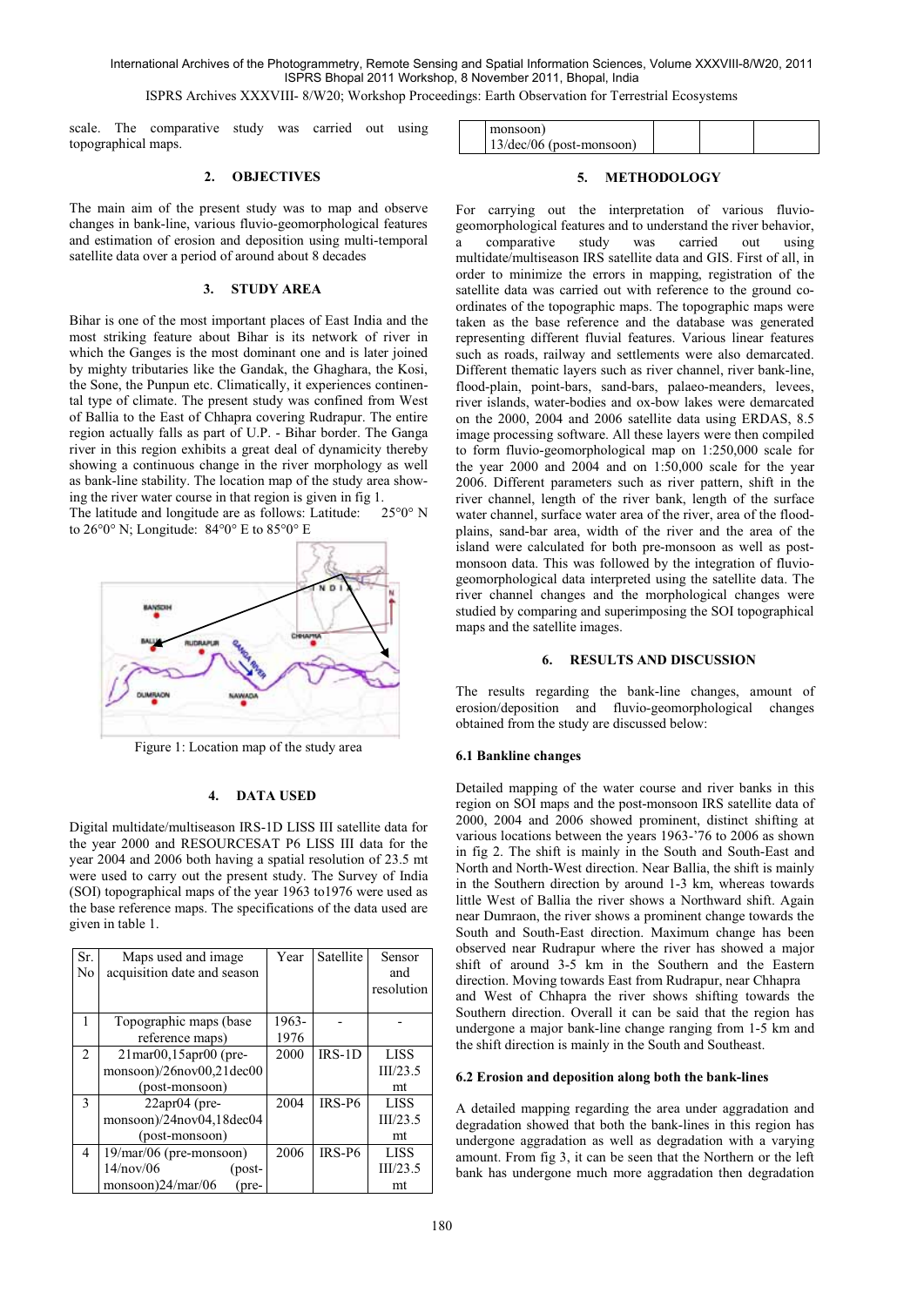scale. The comparative study was carried out using topographical maps.

## 2. OBJECTIVES

The main aim of the present study was to map and observe changes in bank-line, various fluvio-geomorphological features and estimation of erosion and deposition using multi-temporal satellite data over a period of around about 8 decades

## 3. STUDY AREA

Bihar is one of the most important places of East India and the most striking feature about Bihar is its network of river in which the Ganges is the most dominant one and is later joined by mighty tributaries like the Gandak, the Ghaghara, the Kosi, the Sone, the Punpun etc. Climatically, it experiences continental type of climate. The present study was confined from West of Ballia to the East of Chhapra covering Rudrapur. The entire region actually falls as part of U.P. - Bihar border. The Ganga river in this region exhibits a great deal of dynamicity thereby showing a continuous change in the river morphology as well as bank-line stability. The location map of the study area showing the river water course in that region is given in fig 1.

The latitude and longitude are as follows: Latitude: 25°0° N to 26°0° N; Longitude: 84°0° E to 85°0° E

Figure 1: Location map of the study area

## 4. DATA USED

Digital multidate/multiseason IRS-1D LISS III satellite data for the year 2000 and RESOURCESAT P6 LISS III data for the year 2004 and 2006 both having a spatial resolution of 23.5 mt were used to carry out the present study. The Survey of India (SOI) topographical maps of the year 1963 to1976 were used as the base reference maps. The specifications of the data used are given in table 1.

| Sr. No | Maps used and image acquisition date and season | Year | Satellite | Sensor and resolution |
|---|---|---|---|---|
| 1 | Topographic maps (base reference maps) | 1963-1976 | - | - |
| 2 | 21mar00,15apr00 (pre-monsoon)/26nov00,21dec00 (post-monsoon) | 2000 | IRS-1D | LISS III/23.5 mt |
| 3 | 22apr04 (pre-monsoon)/24nov04,18dec04 (post-monsoon) | 2004 | IRS-P6 | LISS III/23.5 mt |
| 4 | 19/mar/06 (pre-monsoon) 14/nov/06 (post-monsoon)24/mar/06 (pre-monsoon) 13/dec/06 (post-monsoon) | 2006 | IRS-P6 | LISS III/23.5 mt |

## 5. METHODOLOGY

For carrying out the interpretation of various fluvio-geomorphological features and to understand the river behavior, a comparative study was carried out using multidate/multiseason IRS satellite data and GIS. First of all, in order to minimize the errors in mapping, registration of the satellite data was carried out with reference to the ground co-ordinates of the topographic maps. The topographic maps were taken as the base reference and the database was generated representing different fluvial features. Various linear features such as roads, railway and settlements were also demarcated. Different thematic layers such as river channel, river bank-line, flood-plain, point-bars, sand-bars, palaeo-meanders, levees, river islands, water-bodies and ox-bow lakes were demarcated on the 2000, 2004 and 2006 satellite data using ERDAS, 8.5 image processing software. All these layers were then compiled to form fluvio-geomorphological map on 1:250,000 scale for the year 2000 and 2004 and on 1:50,000 scale for the year 2006. Different parameters such as river pattern, shift in the river channel, length of the river bank, length of the surface water channel, surface water area of the river, area of the flood-plains, sand-bar area, width of the river and the area of the island were calculated for both pre-monsoon as well as post-monsoon data. This was followed by the integration of fluvio-geomorphological data interpreted using the satellite data. The river channel changes and the morphological changes were studied by comparing and superimposing the SOI topographical maps and the satellite images.

## 6. RESULTS AND DISCUSSION

The results regarding the bank-line changes, amount of erosion/deposition and fluvio-geomorphological changes obtained from the study are discussed below:

### 6.1 Bankline changes

Detailed mapping of the water course and river banks in this region on SOI maps and the post-monsoon IRS satellite data of 2000, 2004 and 2006 showed prominent, distinct shifting at various locations between the years 1963-'76 to 2006 as shown in fig 2. The shift is mainly in the South and South-East and North and North-West direction. Near Ballia, the shift is mainly in the Southern direction by around 1-3 km, whereas towards little West of Ballia the river shows a Northward shift. Again near Dumraon, the river shows a prominent change towards the South and South-East direction. Maximum change has been observed near Rudrapur where the river has showed a major shift of around 3-5 km in the Southern and the Eastern direction. Moving towards East from Rudrapur, near Chhapra and West of Chhapra the river shows shifting towards the Southern direction. Overall it can be said that the region has undergone a major bank-line change ranging from 1-5 km and the shift direction is mainly in the South and Southeast.

### 6.2 Erosion and deposition along both the bank-lines

A detailed mapping regarding the area under aggradation and degradation showed that both the bank-lines in this region has undergone aggradation as well as degradation with a varying amount. From fig 3, it can be seen that the Northern or the left bank has undergone much more aggradation then degradation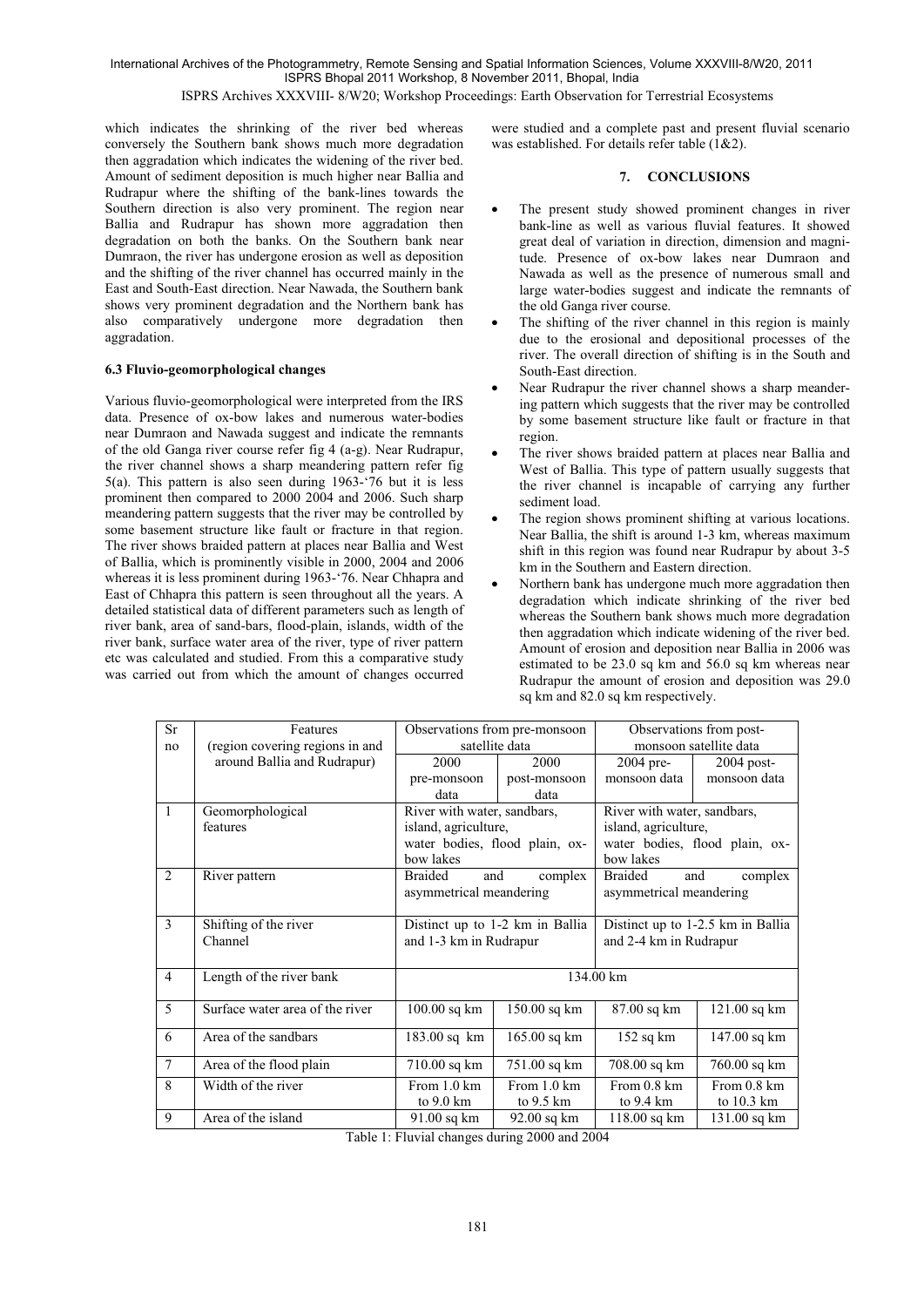which indicates the shrinking of the river bed whereas conversely the Southern bank shows much more degradation then aggradation which indicates the widening of the river bed. Amount of sediment deposition is much higher near Ballia and Rudrapur where the shifting of the bank-lines towards the Southern direction is also very prominent. The region near Ballia and Rudrapur has shown more aggradation then degradation on both the banks. On the Southern bank near Dumraon, the river has undergone erosion as well as deposition and the shifting of the river channel has occurred mainly in the East and South-East direction. Near Nawada, the Southern bank shows very prominent degradation and the Northern bank has also comparatively undergone more degradation then aggradation.

### 6.3 Fluvio-geomorphological changes

Various fluvio-geomorphological were interpreted from the IRS data. Presence of ox-bow lakes and numerous water-bodies near Dumraon and Nawada suggest and indicate the remnants of the old Ganga river course refer fig 4 (a-g). Near Rudrapur, the river channel shows a sharp meandering pattern refer fig 5(a). This pattern is also seen during 1963-'76 but it is less prominent then compared to 2000 2004 and 2006. Such sharp meandering pattern suggests that the river may be controlled by some basement structure like fault or fracture in that region. The river shows braided pattern at places near Ballia and West of Ballia, which is prominently visible in 2000, 2004 and 2006 whereas it is less prominent during 1963-'76. Near Chhapra and East of Chhapra this pattern is seen throughout all the years. A detailed statistical data of different parameters such as length of river bank, area of sand-bars, flood-plain, islands, width of the river bank, surface water area of the river, type of river pattern etc was calculated and studied. From this a comparative study was carried out from which the amount of changes occurred were studied and a complete past and present fluvial scenario was established. For details refer table (1&2).

## 7. CONCLUSIONS

- The present study showed prominent changes in river bank-line as well as various fluvial features. It showed great deal of variation in direction, dimension and magnitude. Presence of ox-bow lakes near Dumraon and Nawada as well as the presence of numerous small and large water-bodies suggest and indicate the remnants of the old Ganga river course.
- The shifting of the river channel in this region is mainly due to the erosional and depositional processes of the river. The overall direction of shifting is in the South and South-East direction.
- Near Rudrapur the river channel shows a sharp meandering pattern which suggests that the river may be controlled by some basement structure like fault or fracture in that region.
- The river shows braided pattern at places near Ballia and West of Ballia. This type of pattern usually suggests that the river channel is incapable of carrying any further sediment load.
- The region shows prominent shifting at various locations. Near Ballia, the shift is around 1-3 km, whereas maximum shift in this region was found near Rudrapur by about 3-5 km in the Southern and Eastern direction.
- Northern bank has undergone much more aggradation then degradation which indicate shrinking of the river bed whereas the Southern bank shows much more degradation then aggradation which indicate widening of the river bed. Amount of erosion and deposition near Ballia in 2006 was estimated to be 23.0 sq km and 56.0 sq km whereas near Rudrapur the amount of erosion and deposition was 29.0 sq km and 82.0 sq km respectively.

| Sr no | Features (region covering regions in and around Ballia and Rudrapur) | Observations from pre-monsoon satellite data | | Observations from post-monsoon satellite data | |
|---|---|---|---|---|---|
| | | 2000 pre-monsoon data | 2000 post-monsoon data | 2004 pre-monsoon data | 2004 post-monsoon data |
| 1 | Geomorphological features | River with water, sandbars, island, agriculture, water bodies, flood plain, ox-bow lakes | | River with water, sandbars, island, agriculture, water bodies, flood plain, ox-bow lakes | |
| 2 | River pattern | Braided and complex asymmetrical meandering | | Braided and complex asymmetrical meandering | |
| 3 | Shifting of the river Channel | Distinct up to 1-2 km in Ballia and 1-3 km in Rudrapur | | Distinct up to 1-2.5 km in Ballia and 2-4 km in Rudrapur | |
| 4 | Length of the river bank | 134.00 km | | | |
| 5 | Surface water area of the river | 100.00 sq km | 150.00 sq km | 87.00 sq km | 121.00 sq km |
| 6 | Area of the sandbars | 183.00 sq km | 165.00 sq km | 152 sq km | 147.00 sq km |
| 7 | Area of the flood plain | 710.00 sq km | 751.00 sq km | 708.00 sq km | 760.00 sq km |
| 8 | Width of the river | From 1.0 km to 9.0 km | From 1.0 km to 9.5 km | From 0.8 km to 9.4 km | From 0.8 km to 10.3 km |
| 9 | Area of the island | 91.00 sq km | 92.00 sq km | 118.00 sq km | 131.00 sq km |

Table 1: Fluvial changes during 2000 and 2004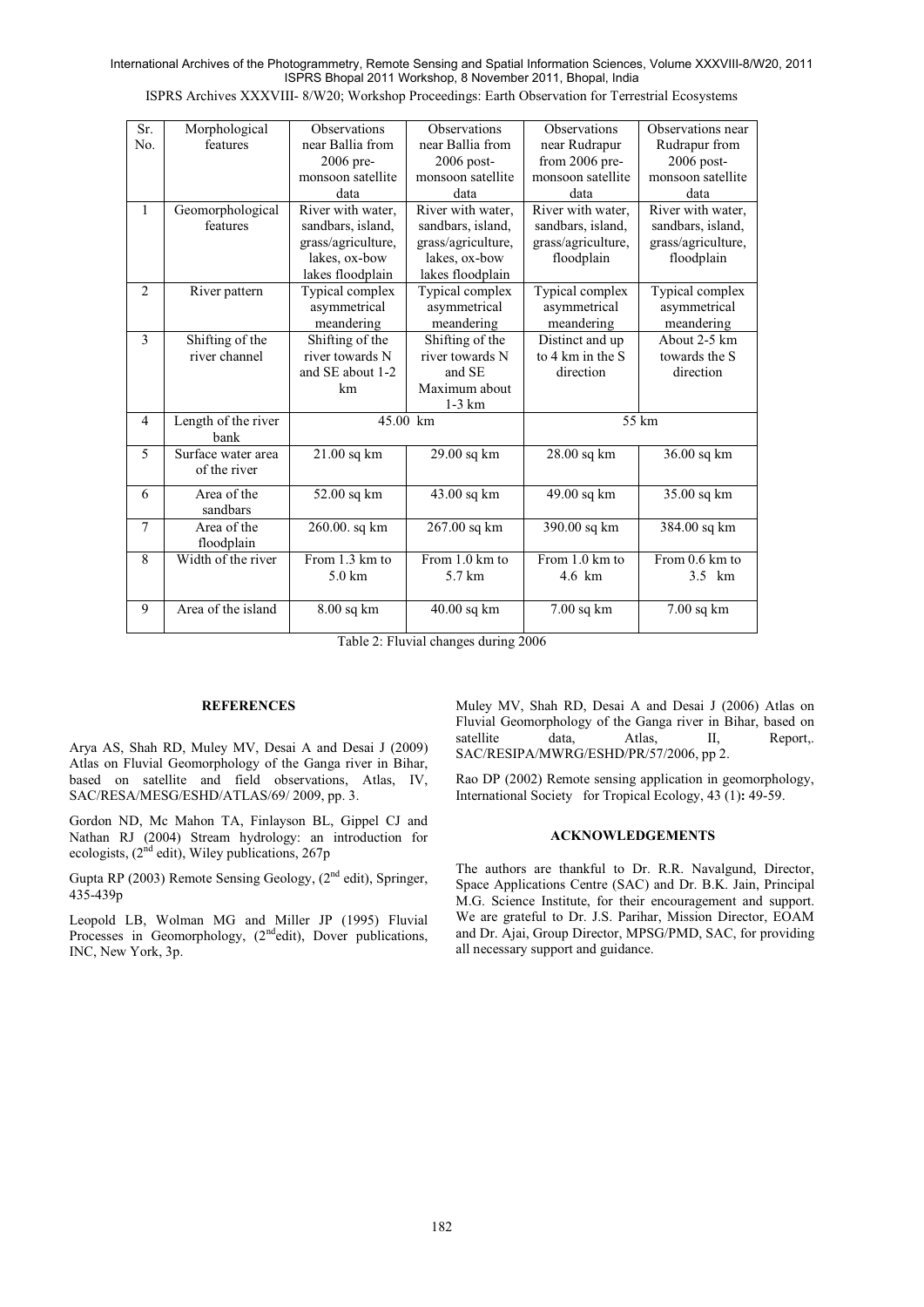| Sr. No. | Morphological features | Observations near Ballia from 2006 pre-monsoon satellite data | Observations near Ballia from 2006 post-monsoon satellite data | Observations near Rudrapur from 2006 pre-monsoon satellite data | Observations near Rudrapur from 2006 post-monsoon satellite data |
|---|---|---|---|---|---|
| 1 | Geomorphological features | River with water, sandbars, island, grass/agriculture, lakes, ox-bow lakes floodplain | River with water, sandbars, island, grass/agriculture, lakes, ox-bow lakes floodplain | River with water, sandbars, island, grass/agriculture, floodplain | River with water, sandbars, island, grass/agriculture, floodplain |
| 2 | River pattern | Typical complex asymmetrical meandering | Typical complex asymmetrical meandering | Typical complex asymmetrical meandering | Typical complex asymmetrical meandering |
| 3 | Shifting of the river channel | Shifting of the river towards N and SE about 1-2 km | Shifting of the river towards N and SE Maximum about 1-3 km | Distinct and up to 4 km in the S direction | About 2-5 km towards the S direction |
| 4 | Length of the river bank | 45.00 km | | 55 km | |
| 5 | Surface water area of the river | 21.00 sq km | 29.00 sq km | 28.00 sq km | 36.00 sq km |
| 6 | Area of the sandbars | 52.00 sq km | 43.00 sq km | 49.00 sq km | 35.00 sq km |
| 7 | Area of the floodplain | 260.00. sq km | 267.00 sq km | 390.00 sq km | 384.00 sq km |
| 8 | Width of the river | From 1.3 km to 5.0 km | From 1.0 km to 5.7 km | From 1.0 km to 4.6 km | From 0.6 km to 3.5 km |
| 9 | Area of the island | 8.00 sq km | 40.00 sq km | 7.00 sq km | 7.00 sq km |

Table 2: Fluvial changes during 2006

## REFERENCES

Arya AS, Shah RD, Muley MV, Desai A and Desai J (2009) Atlas on Fluvial Geomorphology of the Ganga river in Bihar, based on satellite and field observations, Atlas, IV, SAC/RESA/MESG/ESHD/ATLAS/69/ 2009, pp. 3.

Gordon ND, Mc Mahon TA, Finlayson BL, Gippel CJ and Nathan RJ (2004) Stream hydrology: an introduction for ecologists, (2nd edit), Wiley publications, 267p

Gupta RP (2003) Remote Sensing Geology, (2nd edit), Springer, 435-439p

Leopold LB, Wolman MG and Miller JP (1995) Fluvial Processes in Geomorphology, (2nd edit), Dover publications, INC, New York, 3p.

Muley MV, Shah RD, Desai A and Desai J (2006) Atlas on Fluvial Geomorphology of the Ganga river in Bihar, based on satellite data, Atlas, II, Report,. SAC/RESIPA/MWRG/ESHD/PR/57/2006, pp 2.

Rao DP (2002) Remote sensing application in geomorphology, International Society for Tropical Ecology, 43 (1): 49-59.

## ACKNOWLEDGEMENTS

The authors are thankful to Dr. R.R. Navalgund, Director, Space Applications Centre (SAC) and Dr. B.K. Jain, Principal M.G. Science Institute, for their encouragement and support. We are grateful to Dr. J.S. Parihar, Mission Director, EOAM and Dr. Ajai, Group Director, MPSG/PMD, SAC, for providing all necessary support and guidance.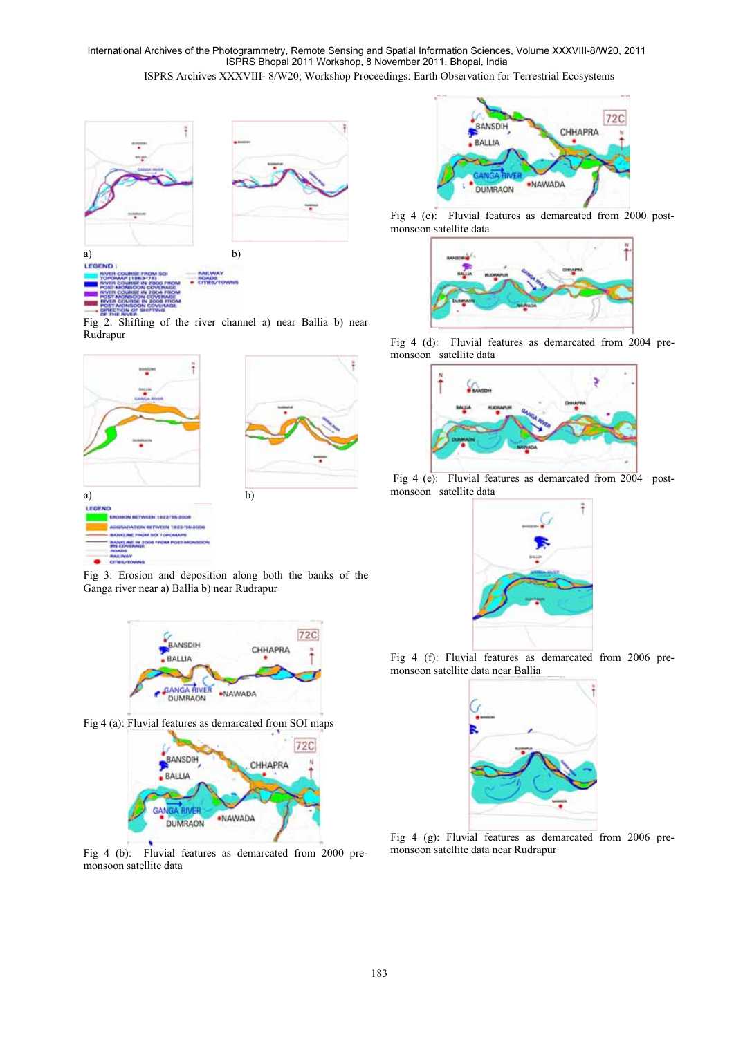a)

b)

LEGEND :

RIVER COURSE FROM SOI TOPOMAP (1963-'78)

RIVER COURSE IN 2000 FROM POST-MONSOON COVERAGE

RIVER COURSE IN 2004 FROM POST-MONSOON COVERAGE

RIVER COURSE IN 2006 FROM POST-MONSOON COVERAGE

DIRECTION OF SHIFTING OF THE RIVER

RAILWAY

ROADS

CITIES/TOWNS

Fig 2: Shifting of the river channel a) near Ballia b) near Rudrapur

a)

b)

LEGEND

EROSION BETWEEN 1923-'96-2006

AGGRADATION BETWEEN 1923-'96-2006

BANKLINE FROM SOI TOPOMAPS

BANKLINE IN 2006 FROM POST-MONSOON IRS COVERAGE

ROADS

RAILWAY

CITIES/TOWNS

Fig 3: Erosion and deposition along both the banks of the Ganga river near a) Ballia b) near Rudrapur

Fig 4 (a): Fluvial features as demarcated from SOI maps

Fig 4 (b): Fluvial features as demarcated from 2000 pre-monsoon satellite data

Fig 4 (c): Fluvial features as demarcated from 2000 post-monsoon satellite data

Fig 4 (d): Fluvial features as demarcated from 2004 pre-monsoon satellite data

Fig 4 (e): Fluvial features as demarcated from 2004 post-monsoon satellite data

Fig 4 (f): Fluvial features as demarcated from 2006 pre-monsoon satellite data near Ballia

Fig 4 (g): Fluvial features as demarcated from 2006 pre-monsoon satellite data near Rudrapur